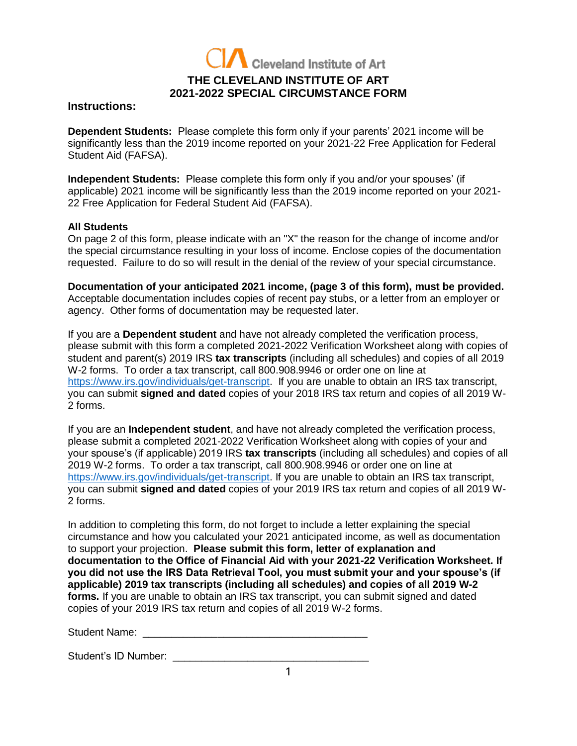Cleveland Institute of Art

# THE CLEVELAND INSTITUTE OF ART
# 2021-2022 SPECIAL CIRCUMSTANCE FORM

### Instructions:

**Dependent Students:** Please complete this form only if your parents' 2021 income will be significantly less than the 2019 income reported on your 2021-22 Free Application for Federal Student Aid (FAFSA).

**Independent Students:** Please complete this form only if you and/or your spouses' (if applicable) 2021 income will be significantly less than the 2019 income reported on your 2021-22 Free Application for Federal Student Aid (FAFSA).

**All Students**
On page 2 of this form, please indicate with an "X" the reason for the change of income and/or the special circumstance resulting in your loss of income. Enclose copies of the documentation requested. Failure to do so will result in the denial of the review of your special circumstance.

**Documentation of your anticipated 2021 income, (page 3 of this form), must be provided.** Acceptable documentation includes copies of recent pay stubs, or a letter from an employer or agency. Other forms of documentation may be requested later.

If you are a **Dependent student** and have not already completed the verification process, please submit with this form a completed 2021-2022 Verification Worksheet along with copies of student and parent(s) 2019 IRS **tax transcripts** (including all schedules) and copies of all 2019 W-2 forms. To order a tax transcript, call 800.908.9946 or order one on line at https://www.irs.gov/individuals/get-transcript. If you are unable to obtain an IRS tax transcript, you can submit **signed and dated** copies of your 2018 IRS tax return and copies of all 2019 W-2 forms.

If you are an **Independent student**, and have not already completed the verification process, please submit a completed 2021-2022 Verification Worksheet along with copies of your and your spouse's (if applicable) 2019 IRS **tax transcripts** (including all schedules) and copies of all 2019 W-2 forms. To order a tax transcript, call 800.908.9946 or order one on line at https://www.irs.gov/individuals/get-transcript. If you are unable to obtain an IRS tax transcript, you can submit **signed and dated** copies of your 2019 IRS tax return and copies of all 2019 W-2 forms.

In addition to completing this form, do not forget to include a letter explaining the special circumstance and how you calculated your 2021 anticipated income, as well as documentation to support your projection. **Please submit this form, letter of explanation and documentation to the Office of Financial Aid with your 2021-22 Verification Worksheet. If you did not use the IRS Data Retrieval Tool, you must submit your and your spouse's (if applicable) 2019 tax transcripts (including all schedules) and copies of all 2019 W-2 forms.** If you are unable to obtain an IRS tax transcript, you can submit signed and dated copies of your 2019 IRS tax return and copies of all 2019 W-2 forms.

Student Name: ______________________________________

Student's ID Number: ________________________________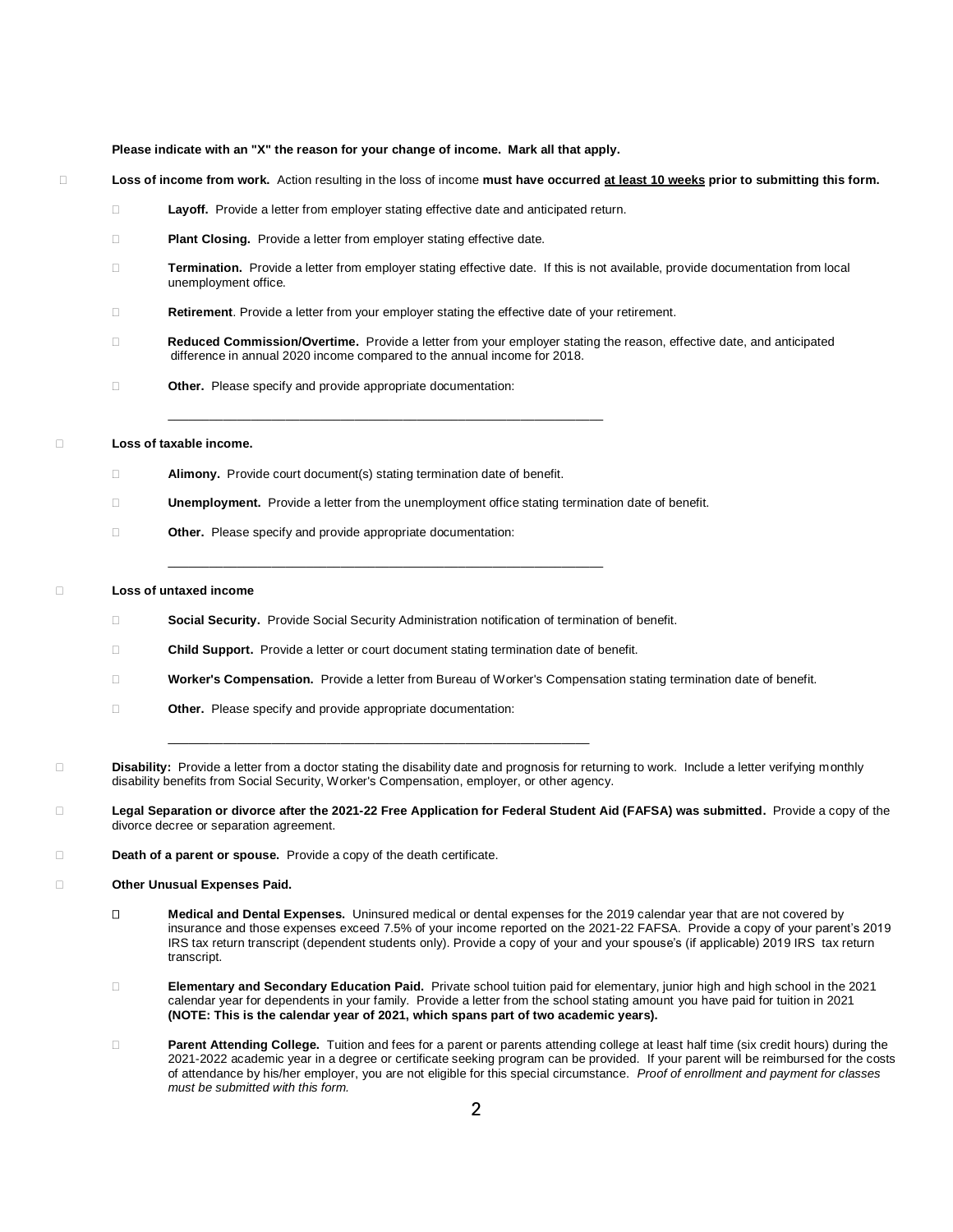**Please indicate with an "X" the reason for your change of income. Mark all that apply.**

- ☐ **Loss of income from work.** Action resulting in the loss of income **must have occurred <u>at least 10 weeks</u> prior to submitting this form.**
  - ☐ **Layoff.** Provide a letter from employer stating effective date and anticipated return.
  - ☐ **Plant Closing.** Provide a letter from employer stating effective date.
  - ☐ **Termination.** Provide a letter from employer stating effective date. If this is not available, provide documentation from local unemployment office.
  - ☐ **Retirement**. Provide a letter from your employer stating the effective date of your retirement.
  - ☐ **Reduced Commission/Overtime.** Provide a letter from your employer stating the reason, effective date, and anticipated difference in annual 2020 income compared to the annual income for 2018.
  - ☐ **Other.** Please specify and provide appropriate documentation:

    ______________________________________________________________

- ☐ **Loss of taxable income.**
  - ☐ **Alimony.** Provide court document(s) stating termination date of benefit.
  - ☐ **Unemployment.** Provide a letter from the unemployment office stating termination date of benefit.
  - ☐ **Other.** Please specify and provide appropriate documentation:

    ______________________________________________________________

- ☐ **Loss of untaxed income**
  - ☐ **Social Security.** Provide Social Security Administration notification of termination of benefit.
  - ☐ **Child Support.** Provide a letter or court document stating termination date of benefit.
  - ☐ **Worker's Compensation.** Provide a letter from Bureau of Worker's Compensation stating termination date of benefit.
  - ☐ **Other.** Please specify and provide appropriate documentation:

    ______________________________________________________________

- ☐ **Disability:** Provide a letter from a doctor stating the disability date and prognosis for returning to work. Include a letter verifying monthly disability benefits from Social Security, Worker's Compensation, employer, or other agency.

- ☐ **Legal Separation or divorce after the 2021-22 Free Application for Federal Student Aid (FAFSA) was submitted.** Provide a copy of the divorce decree or separation agreement.

- ☐ **Death of a parent or spouse.** Provide a copy of the death certificate.

- ☐ **Other Unusual Expenses Paid.**
  - ☐ **Medical and Dental Expenses.** Uninsured medical or dental expenses for the 2019 calendar year that are not covered by insurance and those expenses exceed 7.5% of your income reported on the 2021-22 FAFSA. Provide a copy of your parent's 2019 IRS tax return transcript (dependent students only). Provide a copy of your and your spouse's (if applicable) 2019 IRS tax return transcript.
  - ☐ **Elementary and Secondary Education Paid.** Private school tuition paid for elementary, junior high and high school in the 2021 calendar year for dependents in your family. Provide a letter from the school stating amount you have paid for tuition in 2021 **(NOTE: This is the calendar year of 2021, which spans part of two academic years).**
  - ☐ **Parent Attending College.** Tuition and fees for a parent or parents attending college at least half time (six credit hours) during the 2021-2022 academic year in a degree or certificate seeking program can be provided. If your parent will be reimbursed for the costs of attendance by his/her employer, you are not eligible for this special circumstance. *Proof of enrollment and payment for classes must be submitted with this form.*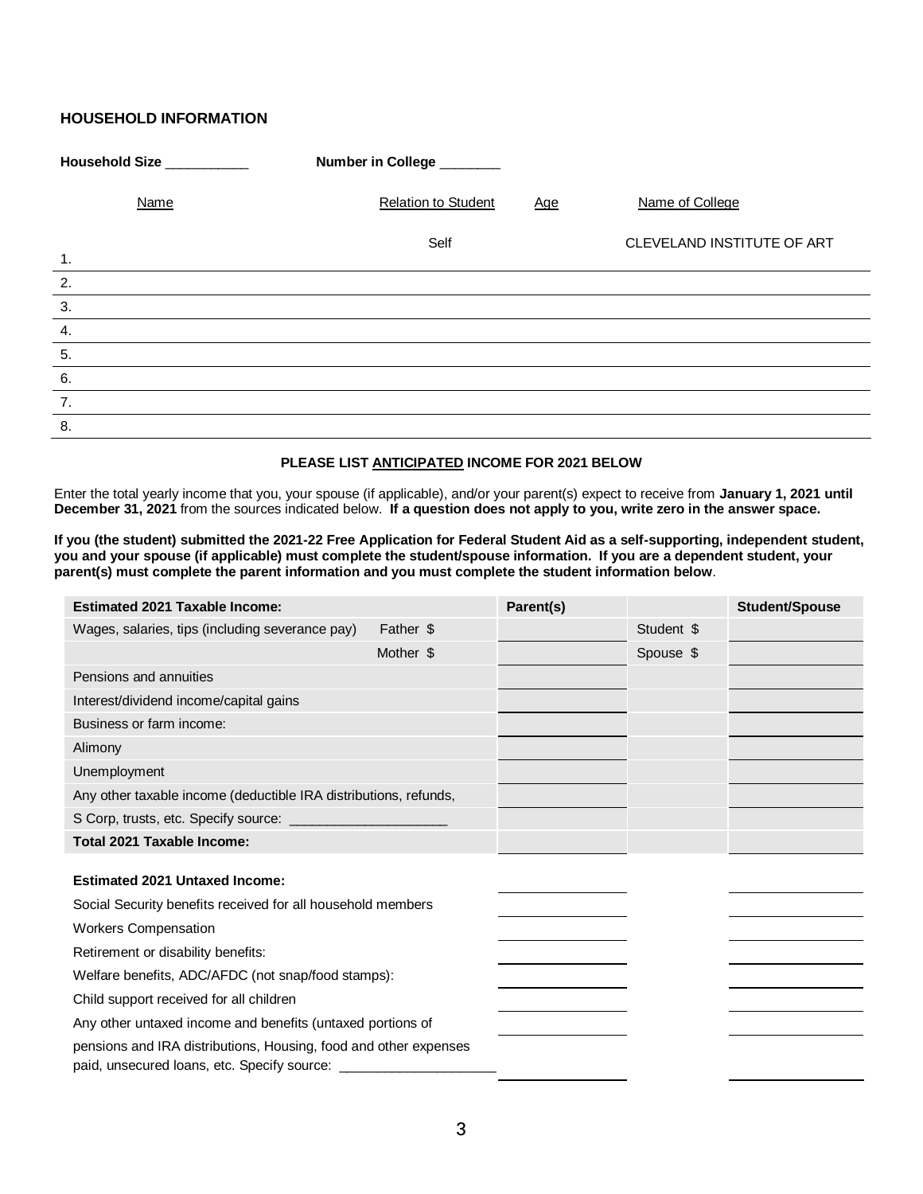## HOUSEHOLD INFORMATION

**Household Size** ___________ **Number in College** ________

| | Name | Relation to Student | Age | Name of College |
|---|---|---|---|---|
| 1. | | Self | | CLEVELAND INSTITUTE OF ART |
| 2. | | | | |
| 3. | | | | |
| 4. | | | | |
| 5. | | | | |
| 6. | | | | |
| 7. | | | | |
| 8. | | | | |

**PLEASE LIST ANTICIPATED INCOME FOR 2021 BELOW**

Enter the total yearly income that you, your spouse (if applicable), and/or your parent(s) expect to receive from **January 1, 2021 until December 31, 2021** from the sources indicated below. **If a question does not apply to you, write zero in the answer space.**

**If you (the student) submitted the 2021-22 Free Application for Federal Student Aid as a self-supporting, independent student, you and your spouse (if applicable) must complete the student/spouse information. If you are a dependent student, your parent(s) must complete the parent information and you must complete the student information below**.

| **Estimated 2021 Taxable Income:** | | **Parent(s)** | | **Student/Spouse** |
|---|---|---|---|---|
| Wages, salaries, tips (including severance pay) | Father $ | | Student $ | |
| | Mother $ | | Spouse $ | |
| Pensions and annuities | | | | |
| Interest/dividend income/capital gains | | | | |
| Business or farm income: | | | | |
| Alimony | | | | |
| Unemployment | | | | |
| Any other taxable income (deductible IRA distributions, refunds, | | | | |
| S Corp, trusts, etc. Specify source: ______________________ | | | | |
| **Total 2021 Taxable Income:** | | | | |

| **Estimated 2021 Untaxed Income:** | Parent(s) | Student/Spouse |
|---|---|---|
| Social Security benefits received for all household members | | |
| Workers Compensation | | |
| Retirement or disability benefits: | | |
| Welfare benefits, ADC/AFDC (not snap/food stamps): | | |
| Child support received for all children | | |
| Any other untaxed income and benefits (untaxed portions of pensions and IRA distributions, Housing, food and other expenses paid, unsecured loans, etc. Specify source: ______________________ | | |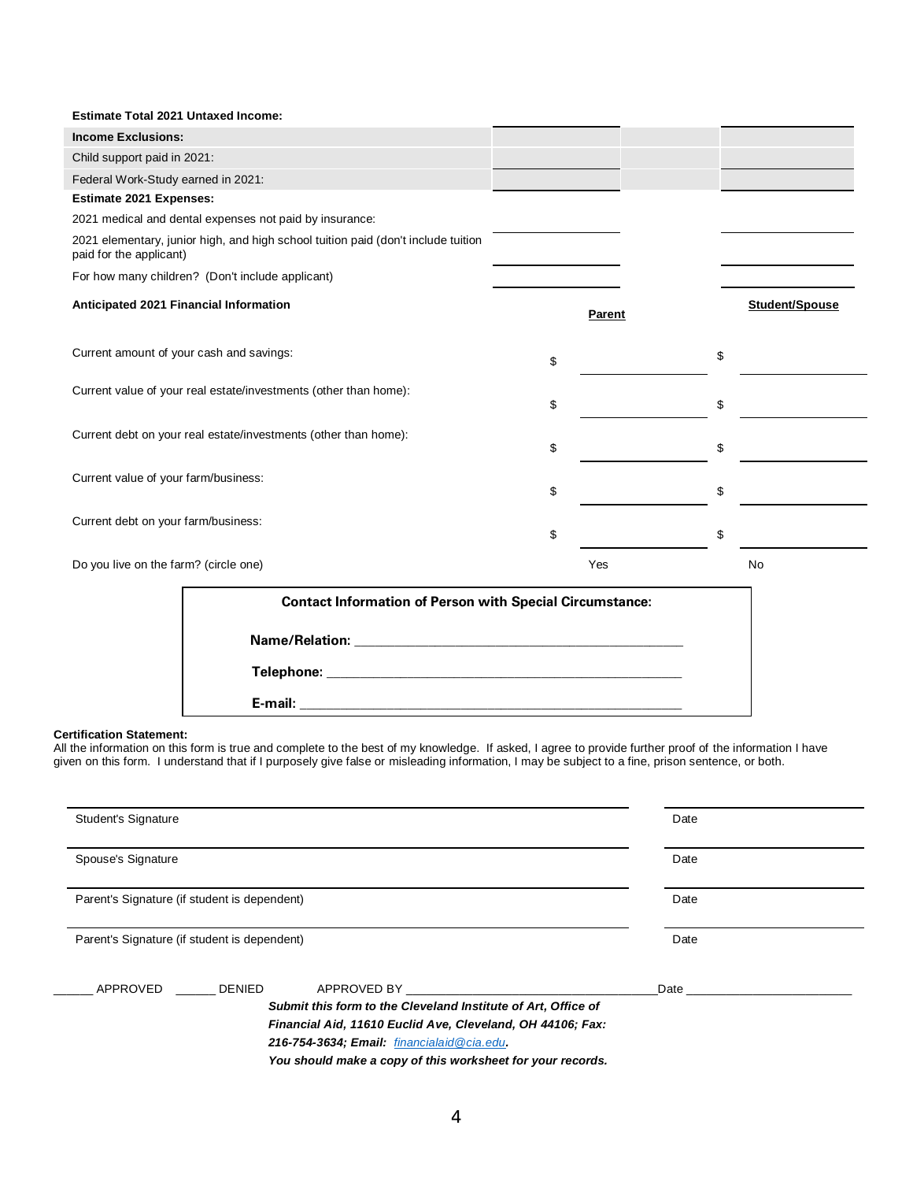**Estimate Total 2021 Untaxed Income:**

| | | |
|---|---|---|
| **Income Exclusions:** | | |
| Child support paid in 2021: | | |
| Federal Work-Study earned in 2021: | | |
| **Estimate 2021 Expenses:** | | |
| 2021 medical and dental expenses not paid by insurance: | | |
| 2021 elementary, junior high, and high school tuition paid (don't include tuition paid for the applicant) | | |
| For how many children? (Don't include applicant) | | |

| **Anticipated 2021 Financial Information** | **Parent** | **Student/Spouse** |
|---|---|---|
| Current amount of your cash and savings: | $ | $ |
| Current value of your real estate/investments (other than home): | $ | $ |
| Current debt on your real estate/investments (other than home): | $ | $ |
| Current value of your farm/business: | $ | $ |
| Current debt on your farm/business: | $ | $ |
| Do you live on the farm? (circle one) | Yes | No |

**Contact Information of Person with Special Circumstance:**

**Name/Relation:** ____________________________________________

**Telephone:** ____________________________________________

**E-mail:** ____________________________________________

**Certification Statement:**
All the information on this form is true and complete to the best of my knowledge. If asked, I agree to provide further proof of the information I have given on this form. I understand that if I purposely give false or misleading information, I may be subject to a fine, prison sentence, or both.

| | |
|---|---|
| Student's Signature | Date |
| Spouse's Signature | Date |
| Parent's Signature (if student is dependent) | Date |
| Parent's Signature (if student is dependent) | Date |

______ APPROVED ______ DENIED APPROVED BY ________________________________ Date ______________________

***Submit this form to the Cleveland Institute of Art, Office of Financial Aid, 11610 Euclid Ave, Cleveland, OH 44106; Fax: 216-754-3634; Email: financialaid@cia.edu.***

***You should make a copy of this worksheet for your records.***